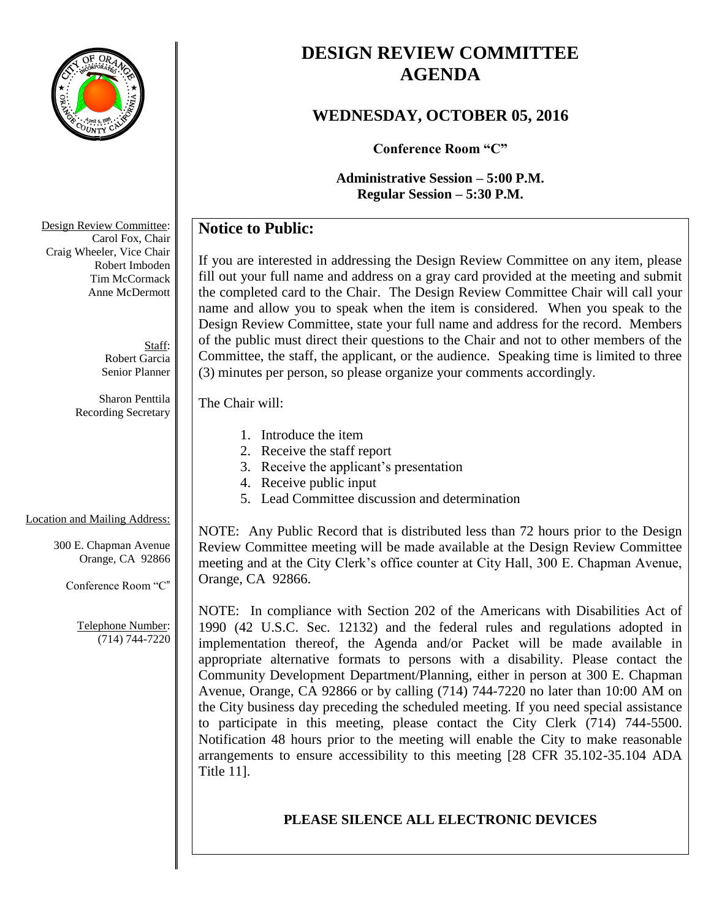# DESIGN REVIEW COMMITTEE AGENDA

## WEDNESDAY, OCTOBER 05, 2016

**Conference Room "C"**

**Administrative Session – 5:00 P.M.**
**Regular Session – 5:30 P.M.**

Design Review Committee:
Carol Fox, Chair
Craig Wheeler, Vice Chair
Robert Imboden
Tim McCormack
Anne McDermott

Staff:
Robert Garcia
Senior Planner

Sharon Penttila
Recording Secretary

Location and Mailing Address:

300 E. Chapman Avenue
Orange, CA 92866

Conference Room "C"

Telephone Number:
(714) 744-7220

## Notice to Public:

If you are interested in addressing the Design Review Committee on any item, please fill out your full name and address on a gray card provided at the meeting and submit the completed card to the Chair. The Design Review Committee Chair will call your name and allow you to speak when the item is considered. When you speak to the Design Review Committee, state your full name and address for the record. Members of the public must direct their questions to the Chair and not to other members of the Committee, the staff, the applicant, or the audience. Speaking time is limited to three (3) minutes per person, so please organize your comments accordingly.

The Chair will:

1. Introduce the item
2. Receive the staff report
3. Receive the applicant's presentation
4. Receive public input
5. Lead Committee discussion and determination

NOTE: Any Public Record that is distributed less than 72 hours prior to the Design Review Committee meeting will be made available at the Design Review Committee meeting and at the City Clerk's office counter at City Hall, 300 E. Chapman Avenue, Orange, CA 92866.

NOTE: In compliance with Section 202 of the Americans with Disabilities Act of 1990 (42 U.S.C. Sec. 12132) and the federal rules and regulations adopted in implementation thereof, the Agenda and/or Packet will be made available in appropriate alternative formats to persons with a disability. Please contact the Community Development Department/Planning, either in person at 300 E. Chapman Avenue, Orange, CA 92866 or by calling (714) 744-7220 no later than 10:00 AM on the City business day preceding the scheduled meeting. If you need special assistance to participate in this meeting, please contact the City Clerk (714) 744-5500. Notification 48 hours prior to the meeting will enable the City to make reasonable arrangements to ensure accessibility to this meeting [28 CFR 35.102-35.104 ADA Title 11].

**PLEASE SILENCE ALL ELECTRONIC DEVICES**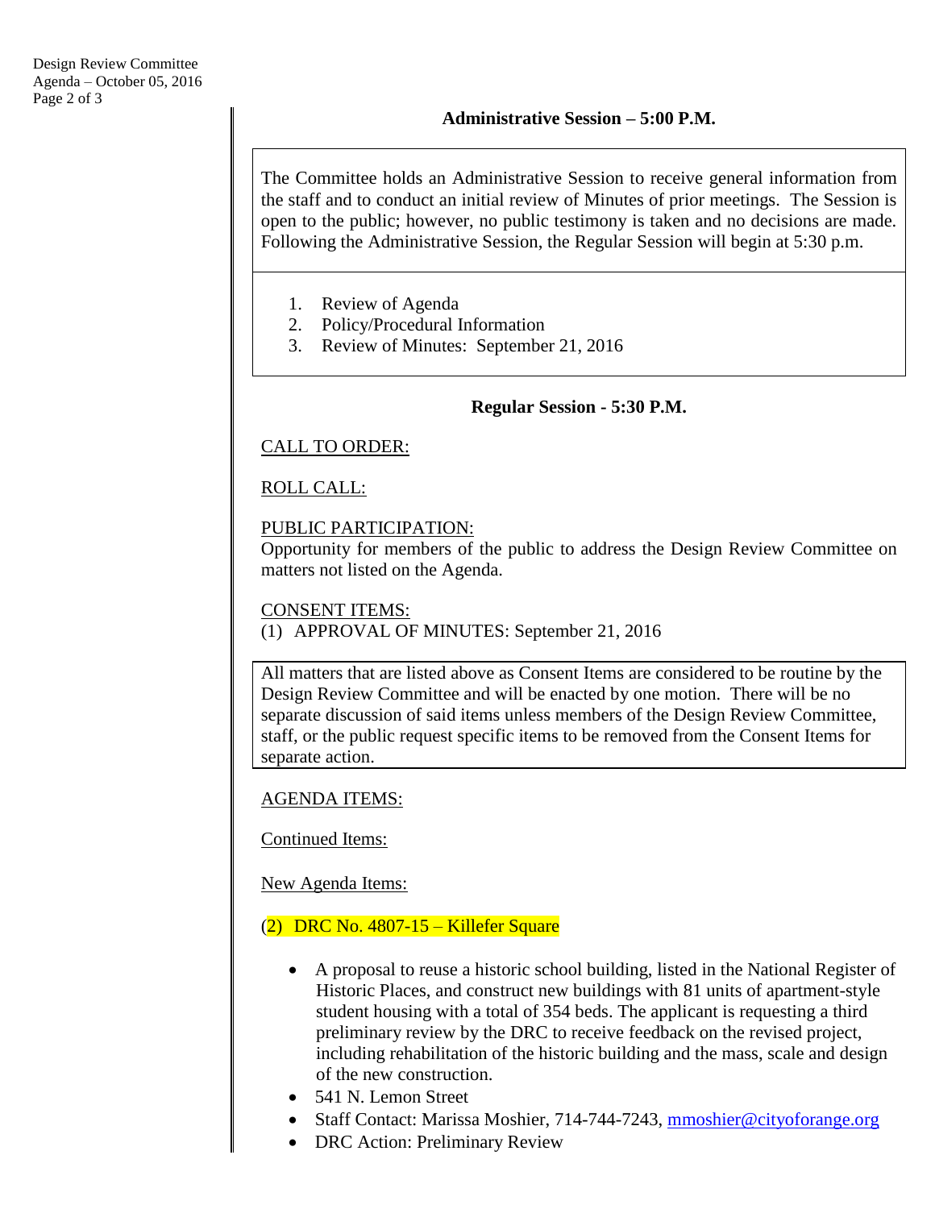## Administrative Session – 5:00 P.M.

The Committee holds an Administrative Session to receive general information from the staff and to conduct an initial review of Minutes of prior meetings. The Session is open to the public; however, no public testimony is taken and no decisions are made. Following the Administrative Session, the Regular Session will begin at 5:30 p.m.

1. Review of Agenda
2. Policy/Procedural Information
3. Review of Minutes: September 21, 2016

## Regular Session - 5:30 P.M.

CALL TO ORDER:

ROLL CALL:

PUBLIC PARTICIPATION:
Opportunity for members of the public to address the Design Review Committee on matters not listed on the Agenda.

CONSENT ITEMS:
(1) APPROVAL OF MINUTES: September 21, 2016

All matters that are listed above as Consent Items are considered to be routine by the Design Review Committee and will be enacted by one motion. There will be no separate discussion of said items unless members of the Design Review Committee, staff, or the public request specific items to be removed from the Consent Items for separate action.

AGENDA ITEMS:

Continued Items:

New Agenda Items:

(2) DRC No. 4807-15 – Killefer Square

- A proposal to reuse a historic school building, listed in the National Register of Historic Places, and construct new buildings with 81 units of apartment-style student housing with a total of 354 beds. The applicant is requesting a third preliminary review by the DRC to receive feedback on the revised project, including rehabilitation of the historic building and the mass, scale and design of the new construction.
- 541 N. Lemon Street
- Staff Contact: Marissa Moshier, 714-744-7243, mmoshier@cityoforange.org
- DRC Action: Preliminary Review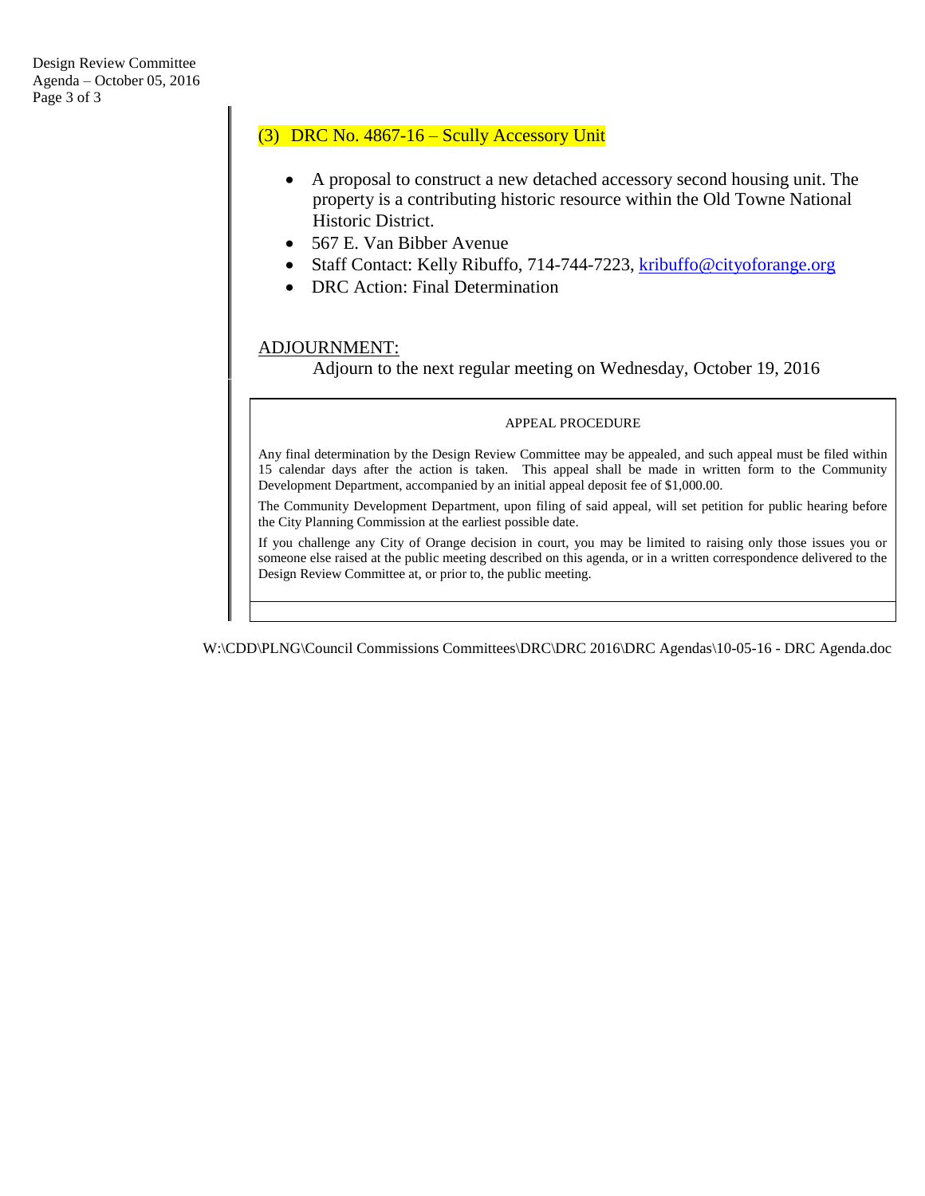### (3) DRC No. 4867-16 – Scully Accessory Unit

- A proposal to construct a new detached accessory second housing unit. The property is a contributing historic resource within the Old Towne National Historic District.
- 567 E. Van Bibber Avenue
- Staff Contact: Kelly Ribuffo, 714-744-7223, kribuffo@cityoforange.org
- DRC Action: Final Determination

ADJOURNMENT:

Adjourn to the next regular meeting on Wednesday, October 19, 2016

APPEAL PROCEDURE

Any final determination by the Design Review Committee may be appealed, and such appeal must be filed within 15 calendar days after the action is taken. This appeal shall be made in written form to the Community Development Department, accompanied by an initial appeal deposit fee of $1,000.00.

The Community Development Department, upon filing of said appeal, will set petition for public hearing before the City Planning Commission at the earliest possible date.

If you challenge any City of Orange decision in court, you may be limited to raising only those issues you or someone else raised at the public meeting described on this agenda, or in a written correspondence delivered to the Design Review Committee at, or prior to, the public meeting.

W:\CDD\PLNG\Council Commissions Committees\DRC\DRC 2016\DRC Agendas\10-05-16 - DRC Agenda.doc